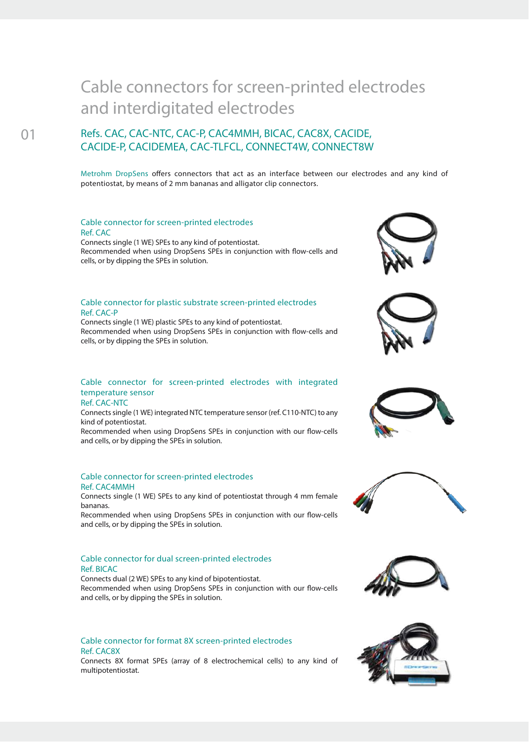# Cable connectors for screen-printed electrodes and interdigitated electrodes

01

## Refs. CAC, CAC-NTC, CAC-P, CAC4MMH, BICAC, CAC8X, CACIDE, CACIDE-P, CACIDEMEA, CAC-TLFCL, CONNECT4W, CONNECT8W

Metrohm DropSens offers connectors that act as an interface between our electrodes and any kind of potentiostat, by means of 2 mm bananas and alligator clip connectors.

### Cable connector for screen-printed electrodes
Ref. CAC

Connects single (1 WE) SPEs to any kind of potentiostat.
Recommended when using DropSens SPEs in conjunction with flow-cells and cells, or by dipping the SPEs in solution.

### Cable connector for plastic substrate screen-printed electrodes
Ref. CAC-P

Connects single (1 WE) plastic SPEs to any kind of potentiostat.
Recommended when using DropSens SPEs in conjunction with flow-cells and cells, or by dipping the SPEs in solution.

### Cable connector for screen-printed electrodes with integrated temperature sensor
Ref. CAC-NTC

Connects single (1 WE) integrated NTC temperature sensor (ref. C110-NTC) to any kind of potentiostat.
Recommended when using DropSens SPEs in conjunction with our flow-cells and cells, or by dipping the SPEs in solution.

### Cable connector for screen-printed electrodes
Ref. CAC4MMH

Connects single (1 WE) SPEs to any kind of potentiostat through 4 mm female bananas.
Recommended when using DropSens SPEs in conjunction with our flow-cells and cells, or by dipping the SPEs in solution.

### Cable connector for dual screen-printed electrodes
Ref. BICAC

Connects dual (2 WE) SPEs to any kind of bipotentiostat.
Recommended when using DropSens SPEs in conjunction with our flow-cells and cells, or by dipping the SPEs in solution.

### Cable connector for format 8X screen-printed electrodes
Ref. CAC8X

Connects 8X format SPEs (array of 8 electrochemical cells) to any kind of multipotentiostat.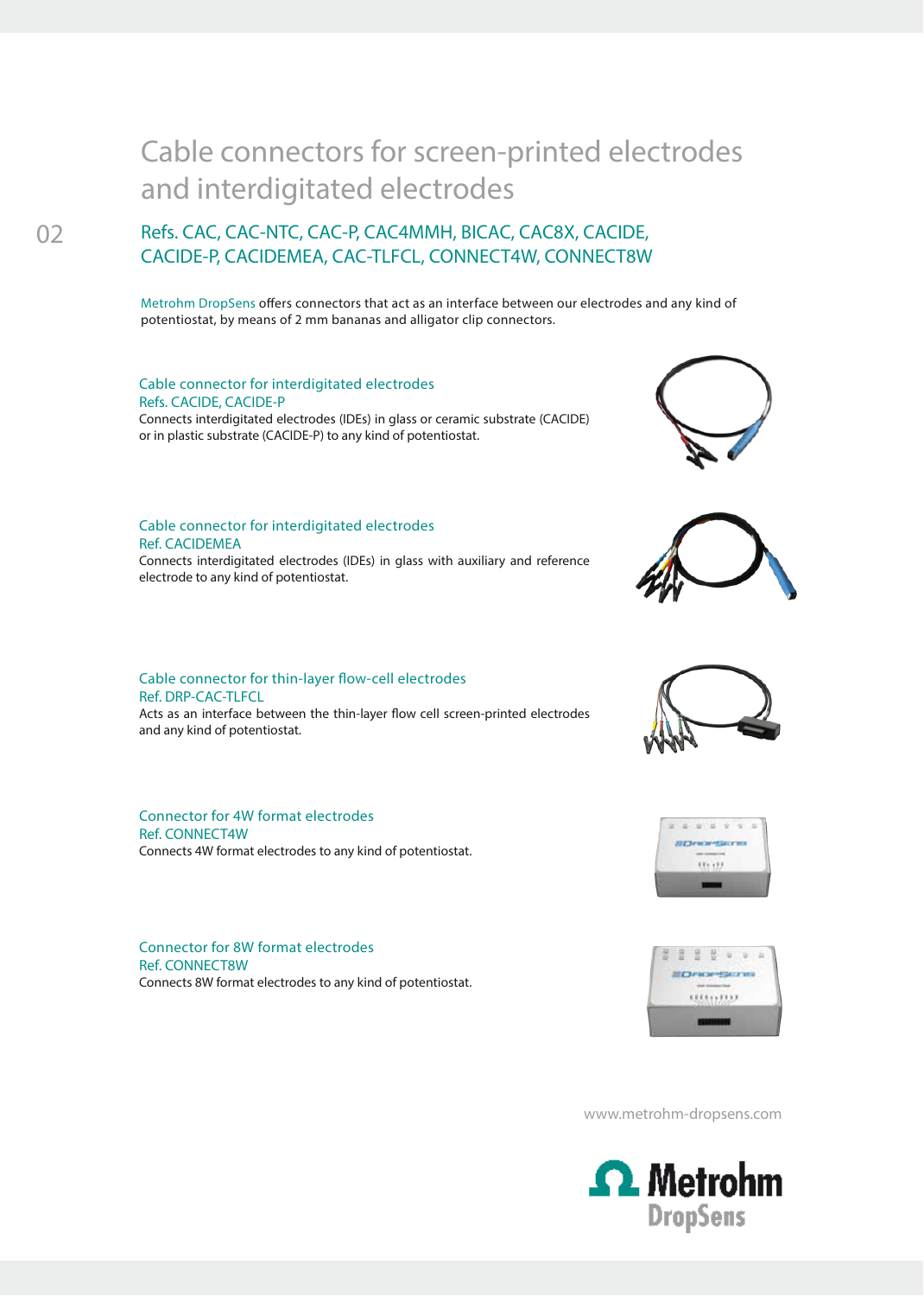# Cable connectors for screen-printed electrodes and interdigitated electrodes

## Refs. CAC, CAC-NTC, CAC-P, CAC4MMH, BICAC, CAC8X, CACIDE, CACIDE-P, CACIDEMEA, CAC-TLFCL, CONNECT4W, CONNECT8W

Metrohm DropSens offers connectors that act as an interface between our electrodes and any kind of potentiostat, by means of 2 mm bananas and alligator clip connectors.

### Cable connector for interdigitated electrodes
Refs. CACIDE, CACIDE-P

Connects interdigitated electrodes (IDEs) in glass or ceramic substrate (CACIDE) or in plastic substrate (CACIDE-P) to any kind of potentiostat.

### Cable connector for interdigitated electrodes
Ref. CACIDEMEA

Connects interdigitated electrodes (IDEs) in glass with auxiliary and reference electrode to any kind of potentiostat.

### Cable connector for thin-layer flow-cell electrodes
Ref. DRP-CAC-TLFCL

Acts as an interface between the thin-layer flow cell screen-printed electrodes and any kind of potentiostat.

### Connector for 4W format electrodes
Ref. CONNECT4W

Connects 4W format electrodes to any kind of potentiostat.

### Connector for 8W format electrodes
Ref. CONNECT8W

Connects 8W format electrodes to any kind of potentiostat.

www.metrohm-dropsens.com

Metrohm DropSens